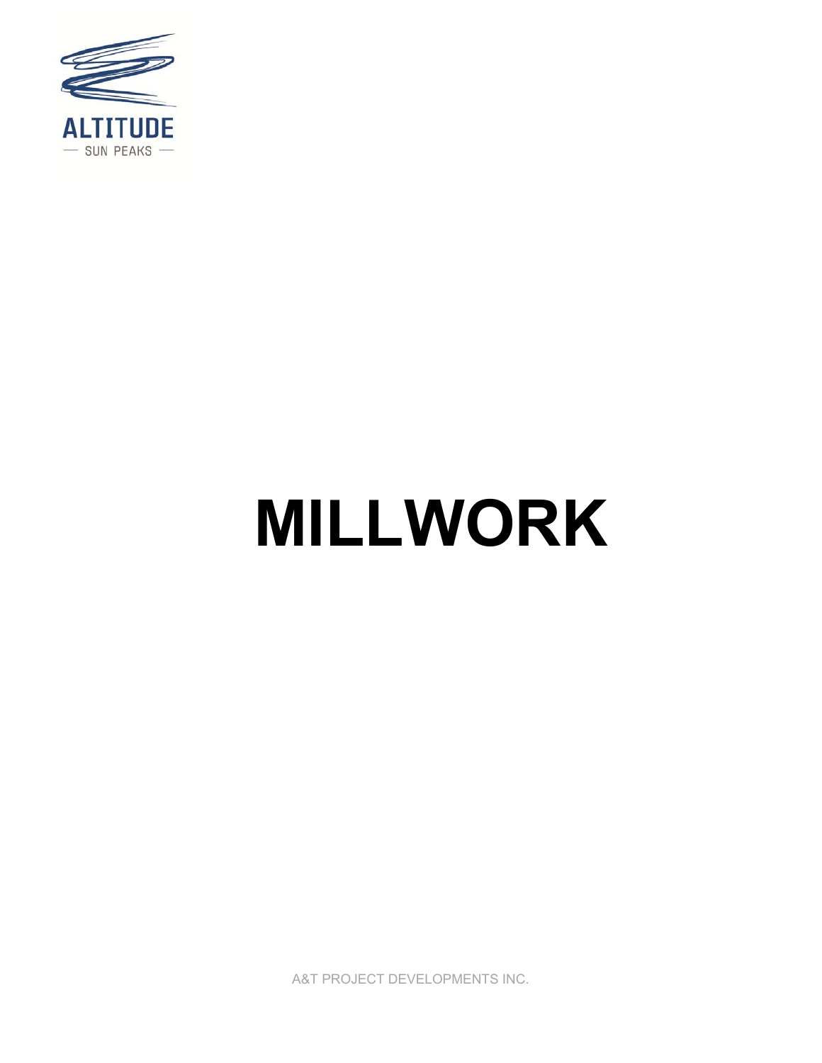ALTITUDE

— SUN PEAKS —

# MILLWORK

A&T PROJECT DEVELOPMENTS INC.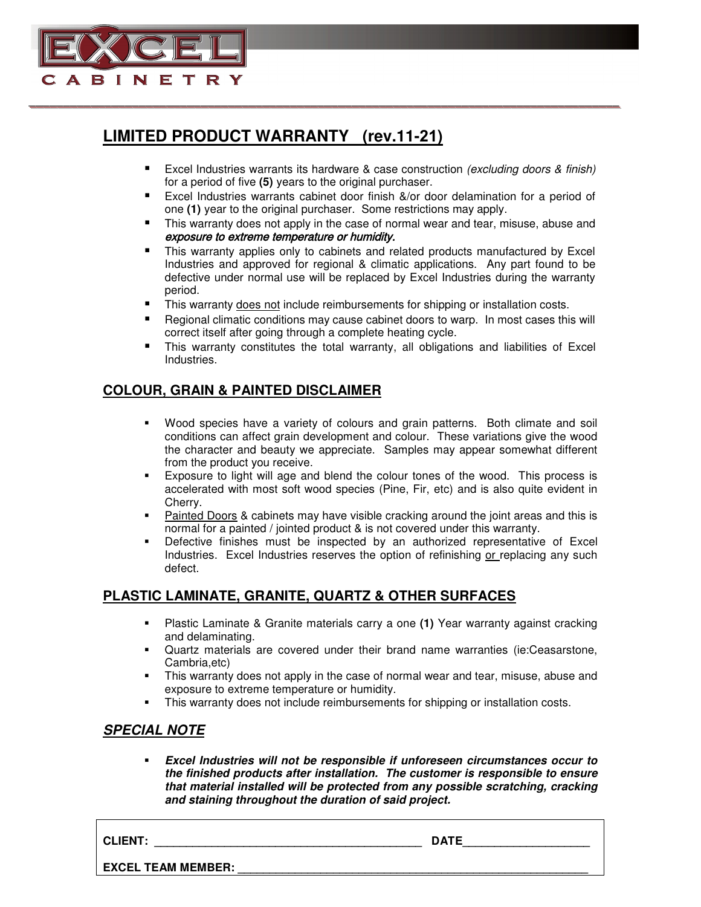EXCEL
CABINETRY

## LIMITED PRODUCT WARRANTY (rev.11-21)

- Excel Industries warrants its hardware & case construction *(excluding doors & finish)* for a period of five **(5)** years to the original purchaser.
- Excel Industries warrants cabinet door finish &/or door delamination for a period of one **(1)** year to the original purchaser. Some restrictions may apply.
- This warranty does not apply in the case of normal wear and tear, misuse, abuse and ***exposure to extreme temperature or humidity.***
- This warranty applies only to cabinets and related products manufactured by Excel Industries and approved for regional & climatic applications. Any part found to be defective under normal use will be replaced by Excel Industries during the warranty period.
- This warranty <u>does not</u> include reimbursements for shipping or installation costs.
- Regional climatic conditions may cause cabinet doors to warp. In most cases this will correct itself after going through a complete heating cycle.
- This warranty constitutes the total warranty, all obligations and liabilities of Excel Industries.

## COLOUR, GRAIN & PAINTED DISCLAIMER

- Wood species have a variety of colours and grain patterns. Both climate and soil conditions can affect grain development and colour. These variations give the wood the character and beauty we appreciate. Samples may appear somewhat different from the product you receive.
- Exposure to light will age and blend the colour tones of the wood. This process is accelerated with most soft wood species (Pine, Fir, etc) and is also quite evident in Cherry.
- <u>Painted Doors</u> & cabinets may have visible cracking around the joint areas and this is normal for a painted / jointed product & is not covered under this warranty.
- Defective finishes must be inspected by an authorized representative of Excel Industries. Excel Industries reserves the option of refinishing <u>or</u> replacing any such defect.

## PLASTIC LAMINATE, GRANITE, QUARTZ & OTHER SURFACES

- Plastic Laminate & Granite materials carry a one **(1)** Year warranty against cracking and delaminating.
- Quartz materials are covered under their brand name warranties (ie:Ceasarstone, Cambria,etc)
- This warranty does not apply in the case of normal wear and tear, misuse, abuse and exposure to extreme temperature or humidity.
- This warranty does not include reimbursements for shipping or installation costs.

## *SPECIAL NOTE*

- ***Excel Industries will not be responsible if unforeseen circumstances occur to the finished products after installation. The customer is responsible to ensure that material installed will be protected from any possible scratching, cracking and staining throughout the duration of said project.***

**CLIENT:** ____________________________________________ **DATE**____________________

**EXCEL TEAM MEMBER:** ___________________________________________________________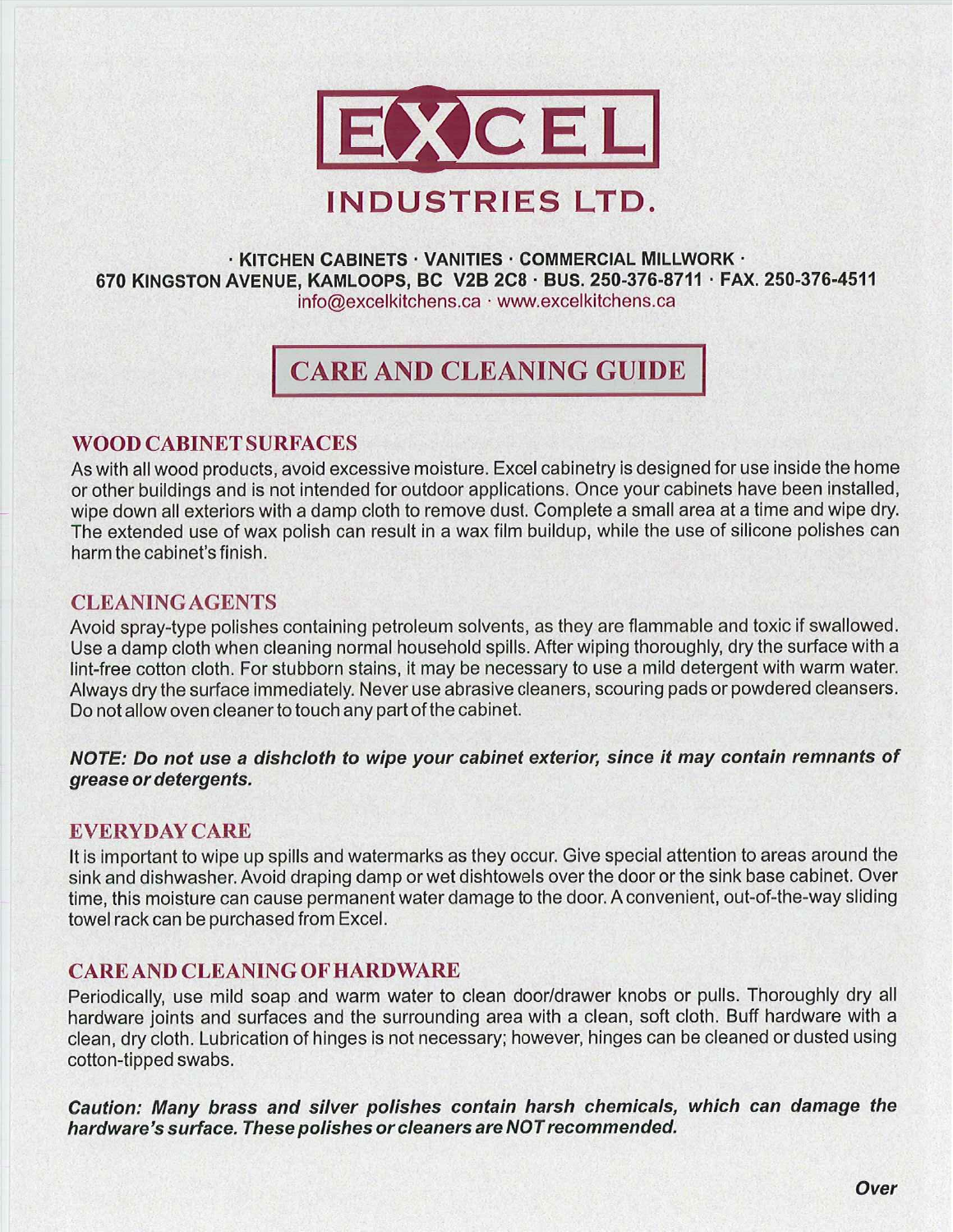# EXCEL INDUSTRIES LTD.

· KITCHEN CABINETS · VANITIES · COMMERCIAL MILLWORK ·
670 KINGSTON AVENUE, KAMLOOPS, BC V2B 2C8 · BUS. 250-376-8711 · FAX. 250-376-4511
info@excelkitchens.ca · www.excelkitchens.ca

## CARE AND CLEANING GUIDE

### WOOD CABINET SURFACES

As with all wood products, avoid excessive moisture. Excel cabinetry is designed for use inside the home or other buildings and is not intended for outdoor applications. Once your cabinets have been installed, wipe down all exteriors with a damp cloth to remove dust. Complete a small area at a time and wipe dry. The extended use of wax polish can result in a wax film buildup, while the use of silicone polishes can harm the cabinet's finish.

### CLEANING AGENTS

Avoid spray-type polishes containing petroleum solvents, as they are flammable and toxic if swallowed. Use a damp cloth when cleaning normal household spills. After wiping thoroughly, dry the surface with a lint-free cotton cloth. For stubborn stains, it may be necessary to use a mild detergent with warm water. Always dry the surface immediately. Never use abrasive cleaners, scouring pads or powdered cleansers. Do not allow oven cleaner to touch any part of the cabinet.

***NOTE: Do not use a dishcloth to wipe your cabinet exterior, since it may contain remnants of grease or detergents.***

### EVERYDAY CARE

It is important to wipe up spills and watermarks as they occur. Give special attention to areas around the sink and dishwasher. Avoid draping damp or wet dishtowels over the door or the sink base cabinet. Over time, this moisture can cause permanent water damage to the door. A convenient, out-of-the-way sliding towel rack can be purchased from Excel.

### CARE AND CLEANING OF HARDWARE

Periodically, use mild soap and warm water to clean door/drawer knobs or pulls. Thoroughly dry all hardware joints and surfaces and the surrounding area with a clean, soft cloth. Buff hardware with a clean, dry cloth. Lubrication of hinges is not necessary; however, hinges can be cleaned or dusted using cotton-tipped swabs.

***Caution: Many brass and silver polishes contain harsh chemicals, which can damage the hardware's surface. These polishes or cleaners are NOT recommended.***

***Over***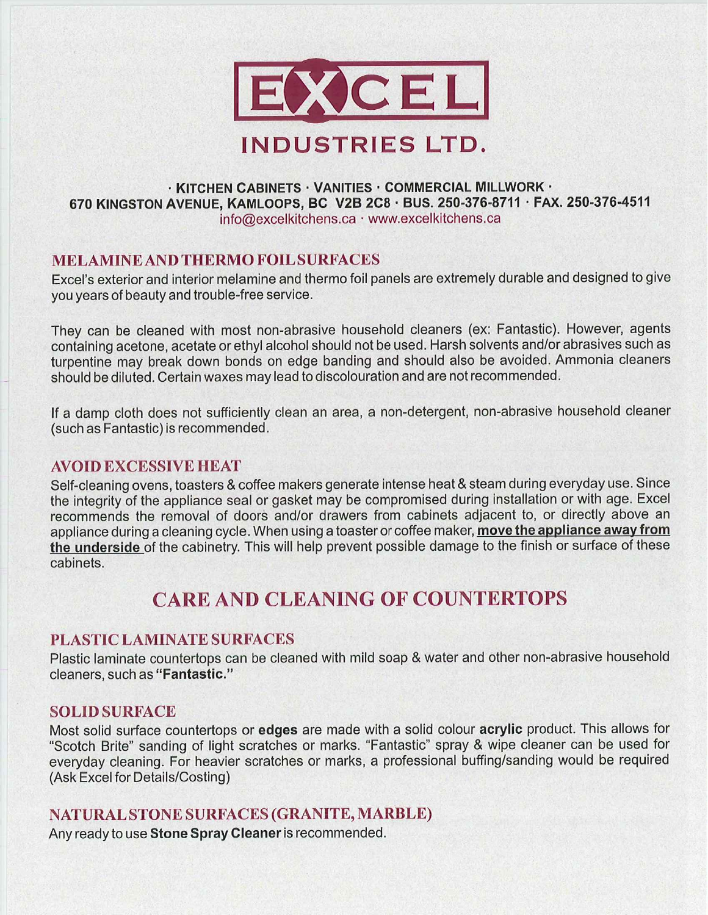# EXCEL INDUSTRIES LTD.

**· KITCHEN CABINETS · VANITIES · COMMERCIAL MILLWORK ·**
**670 KINGSTON AVENUE, KAMLOOPS, BC V2B 2C8 · BUS. 250-376-8711 · FAX. 250-376-4511**
info@excelkitchens.ca · www.excelkitchens.ca

### MELAMINE AND THERMO FOIL SURFACES

Excel's exterior and interior melamine and thermo foil panels are extremely durable and designed to give you years of beauty and trouble-free service.

They can be cleaned with most non-abrasive household cleaners (ex: Fantastic). However, agents containing acetone, acetate or ethyl alcohol should not be used. Harsh solvents and/or abrasives such as turpentine may break down bonds on edge banding and should also be avoided. Ammonia cleaners should be diluted. Certain waxes may lead to discolouration and are not recommended.

If a damp cloth does not sufficiently clean an area, a non-detergent, non-abrasive household cleaner (such as Fantastic) is recommended.

### AVOID EXCESSIVE HEAT

Self-cleaning ovens, toasters & coffee makers generate intense heat & steam during everyday use. Since the integrity of the appliance seal or gasket may be compromised during installation or with age. Excel recommends the removal of doors and/or drawers from cabinets adjacent to, or directly above an appliance during a cleaning cycle. When using a toaster or coffee maker, **move the appliance away from the underside** of the cabinetry. This will help prevent possible damage to the finish or surface of these cabinets.

## CARE AND CLEANING OF COUNTERTOPS

### PLASTIC LAMINATE SURFACES

Plastic laminate countertops can be cleaned with mild soap & water and other non-abrasive household cleaners, such as **"Fantastic."**

### SOLID SURFACE

Most solid surface countertops or **edges** are made with a solid colour **acrylic** product. This allows for "Scotch Brite" sanding of light scratches or marks. "Fantastic" spray & wipe cleaner can be used for everyday cleaning. For heavier scratches or marks, a professional buffing/sanding would be required (Ask Excel for Details/Costing)

### NATURAL STONE SURFACES (GRANITE, MARBLE)

Any ready to use **Stone Spray Cleaner** is recommended.